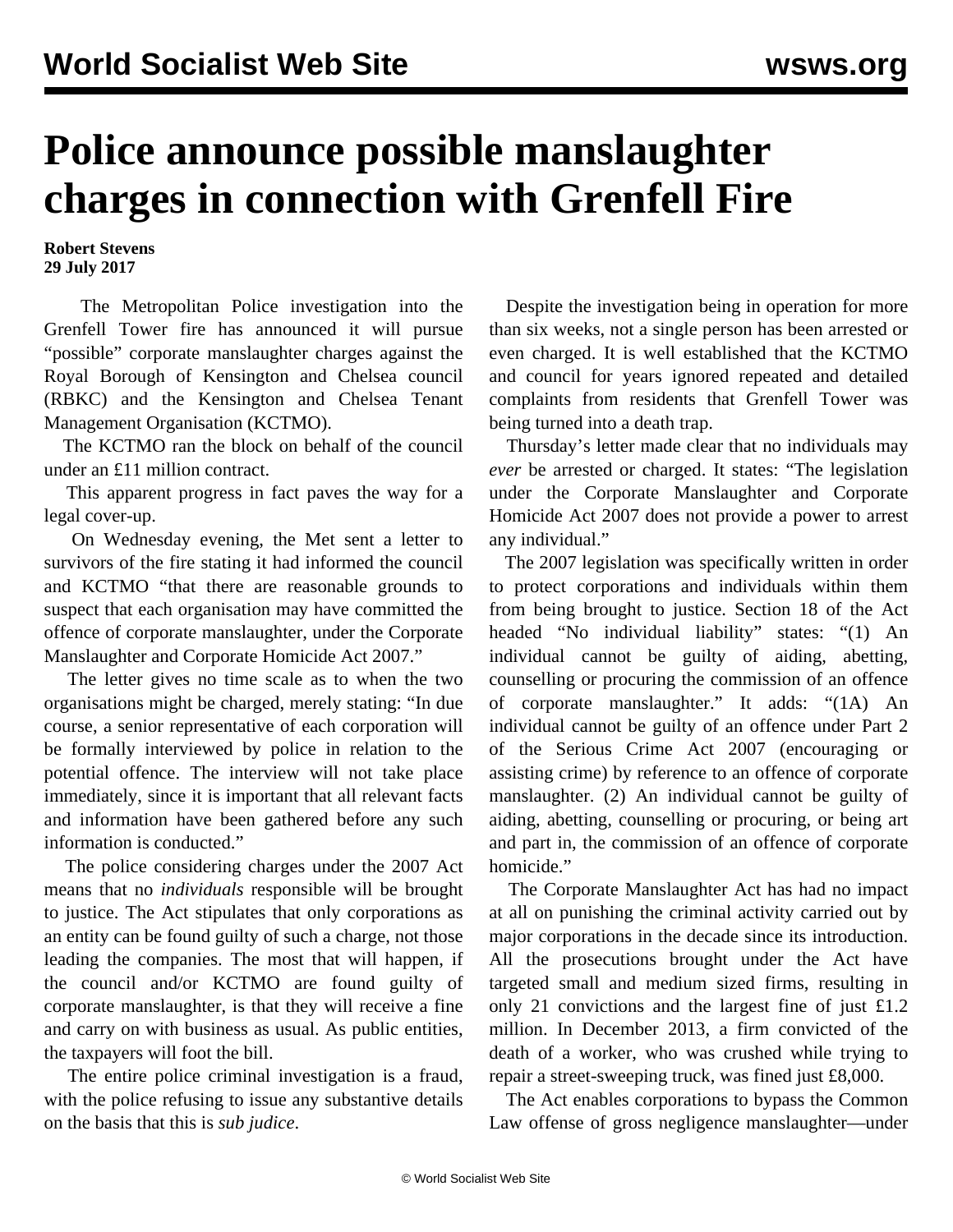# Police announce possible manslaughter charges in connection with Grenfell Fire

**Robert Stevens**
**29 July 2017**

The Metropolitan Police investigation into the Grenfell Tower fire has announced it will pursue "possible" corporate manslaughter charges against the Royal Borough of Kensington and Chelsea council (RBKC) and the Kensington and Chelsea Tenant Management Organisation (KCTMO).

The KCTMO ran the block on behalf of the council under an £11 million contract.

This apparent progress in fact paves the way for a legal cover-up.

On Wednesday evening, the Met sent a letter to survivors of the fire stating it had informed the council and KCTMO "that there are reasonable grounds to suspect that each organisation may have committed the offence of corporate manslaughter, under the Corporate Manslaughter and Corporate Homicide Act 2007."

The letter gives no time scale as to when the two organisations might be charged, merely stating: "In due course, a senior representative of each corporation will be formally interviewed by police in relation to the potential offence. The interview will not take place immediately, since it is important that all relevant facts and information have been gathered before any such information is conducted."

The police considering charges under the 2007 Act means that no *individuals* responsible will be brought to justice. The Act stipulates that only corporations as an entity can be found guilty of such a charge, not those leading the companies. The most that will happen, if the council and/or KCTMO are found guilty of corporate manslaughter, is that they will receive a fine and carry on with business as usual. As public entities, the taxpayers will foot the bill.

The entire police criminal investigation is a fraud, with the police refusing to issue any substantive details on the basis that this is *sub judice*.

Despite the investigation being in operation for more than six weeks, not a single person has been arrested or even charged. It is well established that the KCTMO and council for years ignored repeated and detailed complaints from residents that Grenfell Tower was being turned into a death trap.

Thursday's letter made clear that no individuals may *ever* be arrested or charged. It states: "The legislation under the Corporate Manslaughter and Corporate Homicide Act 2007 does not provide a power to arrest any individual."

The 2007 legislation was specifically written in order to protect corporations and individuals within them from being brought to justice. Section 18 of the Act headed "No individual liability" states: "(1) An individual cannot be guilty of aiding, abetting, counselling or procuring the commission of an offence of corporate manslaughter." It adds: "(1A) An individual cannot be guilty of an offence under Part 2 of the Serious Crime Act 2007 (encouraging or assisting crime) by reference to an offence of corporate manslaughter. (2) An individual cannot be guilty of aiding, abetting, counselling or procuring, or being art and part in, the commission of an offence of corporate homicide."

The Corporate Manslaughter Act has had no impact at all on punishing the criminal activity carried out by major corporations in the decade since its introduction. All the prosecutions brought under the Act have targeted small and medium sized firms, resulting in only 21 convictions and the largest fine of just £1.2 million. In December 2013, a firm convicted of the death of a worker, who was crushed while trying to repair a street-sweeping truck, was fined just £8,000.

The Act enables corporations to bypass the Common Law offense of gross negligence manslaughter—under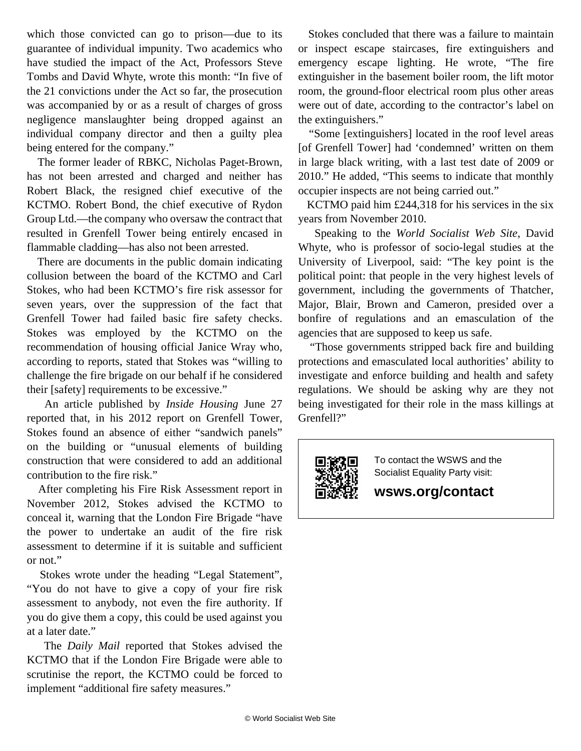which those convicted can go to prison—due to its guarantee of individual impunity. Two academics who have studied the impact of the Act, Professors Steve Tombs and David Whyte, wrote this month: "In five of the 21 convictions under the Act so far, the prosecution was accompanied by or as a result of charges of gross negligence manslaughter being dropped against an individual company director and then a guilty plea being entered for the company."

The former leader of RBKC, Nicholas Paget-Brown, has not been arrested and charged and neither has Robert Black, the resigned chief executive of the KCTMO. Robert Bond, the chief executive of Rydon Group Ltd.—the company who oversaw the contract that resulted in Grenfell Tower being entirely encased in flammable cladding—has also not been arrested.

There are documents in the public domain indicating collusion between the board of the KCTMO and Carl Stokes, who had been KCTMO's fire risk assessor for seven years, over the suppression of the fact that Grenfell Tower had failed basic fire safety checks. Stokes was employed by the KCTMO on the recommendation of housing official Janice Wray who, according to reports, stated that Stokes was "willing to challenge the fire brigade on our behalf if he considered their [safety] requirements to be excessive."

An article published by *Inside Housing* June 27 reported that, in his 2012 report on Grenfell Tower, Stokes found an absence of either "sandwich panels" on the building or "unusual elements of building construction that were considered to add an additional contribution to the fire risk."

After completing his Fire Risk Assessment report in November 2012, Stokes advised the KCTMO to conceal it, warning that the London Fire Brigade "have the power to undertake an audit of the fire risk assessment to determine if it is suitable and sufficient or not."

Stokes wrote under the heading "Legal Statement", "You do not have to give a copy of your fire risk assessment to anybody, not even the fire authority. If you do give them a copy, this could be used against you at a later date."

The *Daily Mail* reported that Stokes advised the KCTMO that if the London Fire Brigade were able to scrutinise the report, the KCTMO could be forced to implement "additional fire safety measures."

Stokes concluded that there was a failure to maintain or inspect escape staircases, fire extinguishers and emergency escape lighting. He wrote, "The fire extinguisher in the basement boiler room, the lift motor room, the ground-floor electrical room plus other areas were out of date, according to the contractor's label on the extinguishers."

"Some [extinguishers] located in the roof level areas [of Grenfell Tower] had 'condemned' written on them in large black writing, with a last test date of 2009 or 2010." He added, "This seems to indicate that monthly occupier inspects are not being carried out."

KCTMO paid him £244,318 for his services in the six years from November 2010.

Speaking to the *World Socialist Web Site*, David Whyte, who is professor of socio-legal studies at the University of Liverpool, said: "The key point is the political point: that people in the very highest levels of government, including the governments of Thatcher, Major, Blair, Brown and Cameron, presided over a bonfire of regulations and an emasculation of the agencies that are supposed to keep us safe.

"Those governments stripped back fire and building protections and emasculated local authorities' ability to investigate and enforce building and health and safety regulations. We should be asking why are they not being investigated for their role in the mass killings at Grenfell?"

To contact the WSWS and the Socialist Equality Party visit:

**wsws.org/contact**